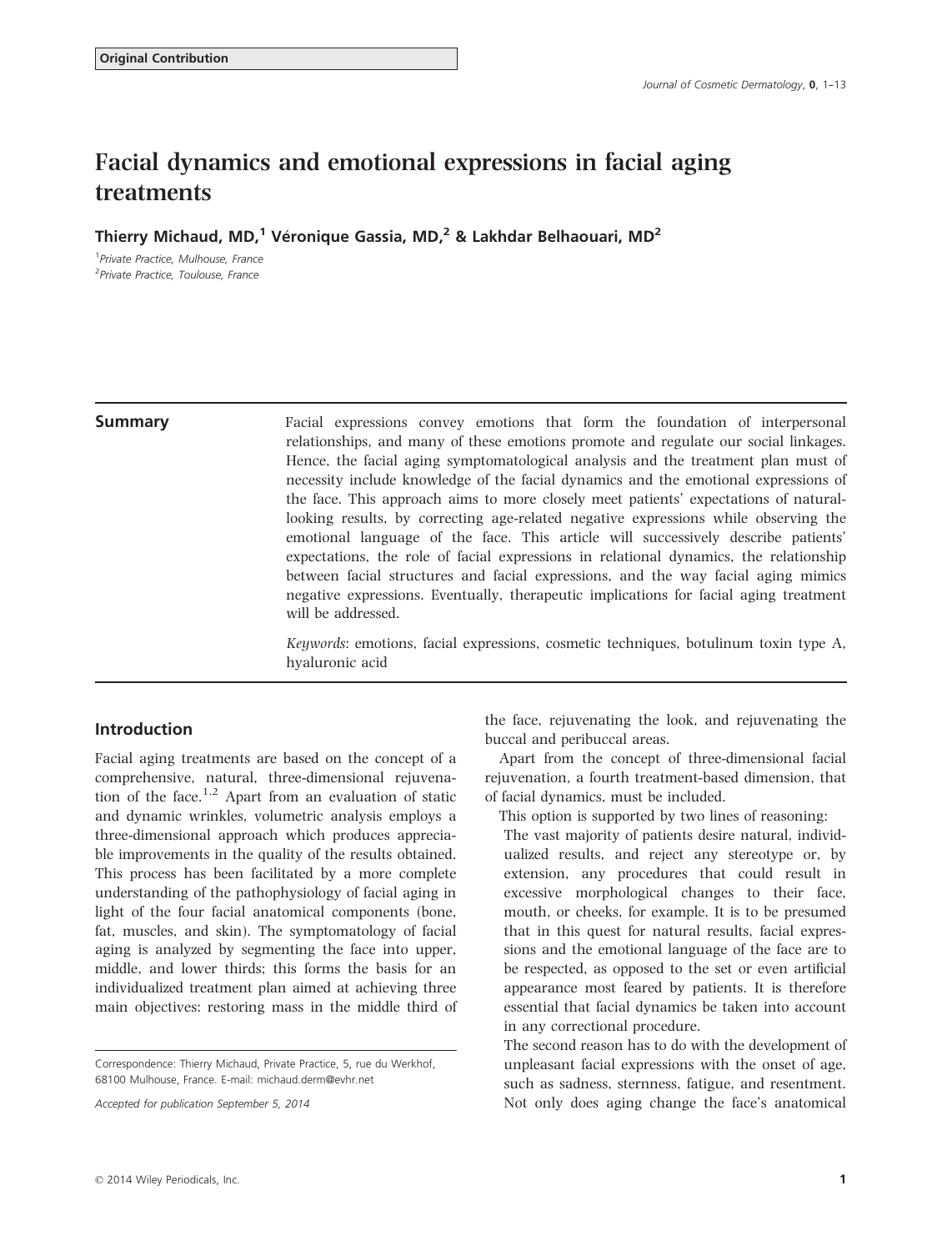Original Contribution

# Facial dynamics and emotional expressions in facial aging treatments

Thierry Michaud, MD,[1] Véronique Gassia, MD,[2] & Lakhdar Belhaouari, MD[2]

[1]Private Practice, Mulhouse, France
[2]Private Practice, Toulouse, France

## Summary

Facial expressions convey emotions that form the foundation of interpersonal relationships, and many of these emotions promote and regulate our social linkages. Hence, the facial aging symptomatological analysis and the treatment plan must of necessity include knowledge of the facial dynamics and the emotional expressions of the face. This approach aims to more closely meet patients' expectations of natural-looking results, by correcting age-related negative expressions while observing the emotional language of the face. This article will successively describe patients' expectations, the role of facial expressions in relational dynamics, the relationship between facial structures and facial expressions, and the way facial aging mimics negative expressions. Eventually, therapeutic implications for facial aging treatment will be addressed.

*Keywords*: emotions, facial expressions, cosmetic techniques, botulinum toxin type A, hyaluronic acid

## Introduction

Facial aging treatments are based on the concept of a comprehensive, natural, three-dimensional rejuvenation of the face.[1,2] Apart from an evaluation of static and dynamic wrinkles, volumetric analysis employs a three-dimensional approach which produces appreciable improvements in the quality of the results obtained. This process has been facilitated by a more complete understanding of the pathophysiology of facial aging in light of the four facial anatomical components (bone, fat, muscles, and skin). The symptomatology of facial aging is analyzed by segmenting the face into upper, middle, and lower thirds; this forms the basis for an individualized treatment plan aimed at achieving three main objectives: restoring mass in the middle third of the face, rejuvenating the look, and rejuvenating the buccal and peribuccal areas.

Apart from the concept of three-dimensional facial rejuvenation, a fourth treatment-based dimension, that of facial dynamics, must be included.

This option is supported by two lines of reasoning:

The vast majority of patients desire natural, individualized results, and reject any stereotype or, by extension, any procedures that could result in excessive morphological changes to their face, mouth, or cheeks, for example. It is to be presumed that in this quest for natural results, facial expressions and the emotional language of the face are to be respected, as opposed to the set or even artificial appearance most feared by patients. It is therefore essential that facial dynamics be taken into account in any correctional procedure.

The second reason has to do with the development of unpleasant facial expressions with the onset of age, such as sadness, sternness, fatigue, and resentment. Not only does aging change the face's anatomical

Correspondence: Thierry Michaud, Private Practice, 5, rue du Werkhof, 68100 Mulhouse, France. E-mail: michaud.derm@evhr.net

*Accepted for publication September 5, 2014*

© 2014 Wiley Periodicals, Inc.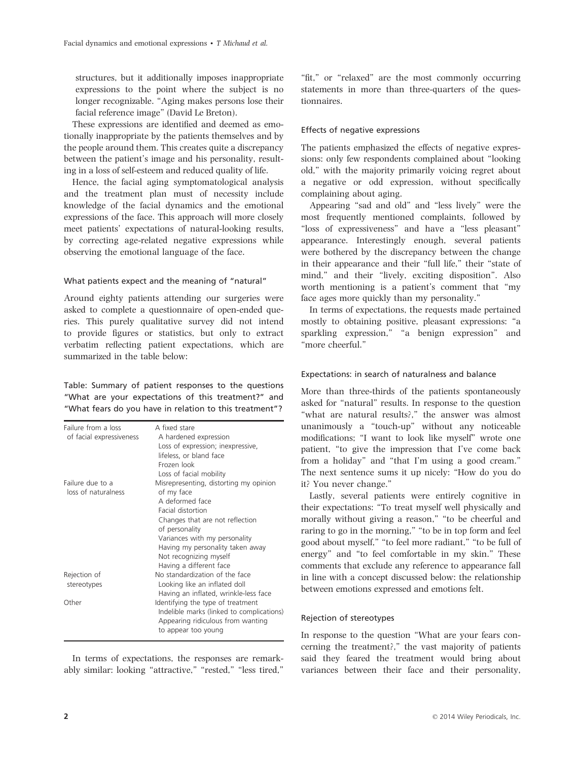structures, but it additionally imposes inappropriate expressions to the point where the subject is no longer recognizable. "Aging makes persons lose their facial reference image" (David Le Breton).

These expressions are identified and deemed as emotionally inappropriate by the patients themselves and by the people around them. This creates quite a discrepancy between the patient's image and his personality, resulting in a loss of self-esteem and reduced quality of life.

Hence, the facial aging symptomatological analysis and the treatment plan must of necessity include knowledge of the facial dynamics and the emotional expressions of the face. This approach will more closely meet patients' expectations of natural-looking results, by correcting age-related negative expressions while observing the emotional language of the face.

### What patients expect and the meaning of "natural"

Around eighty patients attending our surgeries were asked to complete a questionnaire of open-ended queries. This purely qualitative survey did not intend to provide figures or statistics, but only to extract verbatim reflecting patient expectations, which are summarized in the table below:

Table: Summary of patient responses to the questions "What are your expectations of this treatment?" and "What fears do you have in relation to this treatment"?

| | |
|---|---|
| Failure from a loss of facial expressiveness | A fixed stare<br>A hardened expression<br>Loss of expression; inexpressive, lifeless, or bland face<br>Frozen look<br>Loss of facial mobility |
| Failure due to a loss of naturalness | Misrepresenting, distorting my opinion of my face<br>A deformed face<br>Facial distortion<br>Changes that are not reflection of personality<br>Variances with my personality<br>Having my personality taken away<br>Not recognizing myself<br>Having a different face |
| Rejection of stereotypes | No standardization of the face<br>Looking like an inflated doll<br>Having an inflated, wrinkle-less face |
| Other | Identifying the type of treatment<br>Indelible marks (linked to complications)<br>Appearing ridiculous from wanting to appear too young |

In terms of expectations, the responses are remarkably similar: looking "attractive," "rested," "less tired," "fit," or "relaxed" are the most commonly occurring statements in more than three-quarters of the questionnaires.

### Effects of negative expressions

The patients emphasized the effects of negative expressions: only few respondents complained about "looking old," with the majority primarily voicing regret about a negative or odd expression, without specifically complaining about aging.

Appearing "sad and old" and "less lively" were the most frequently mentioned complaints, followed by "loss of expressiveness" and have a "less pleasant" appearance. Interestingly enough, several patients were bothered by the discrepancy between the change in their appearance and their "full life," their "state of mind," and their "lively, exciting disposition". Also worth mentioning is a patient's comment that "my face ages more quickly than my personality."

In terms of expectations, the requests made pertained mostly to obtaining positive, pleasant expressions: "a sparkling expression," "a benign expression" and "more cheerful."

### Expectations: in search of naturalness and balance

More than three-thirds of the patients spontaneously asked for "natural" results. In response to the question "what are natural results?," the answer was almost unanimously a "touch-up" without any noticeable modifications; "I want to look like myself" wrote one patient, "to give the impression that I've come back from a holiday" and "that I'm using a good cream." The next sentence sums it up nicely: "How do you do it? You never change."

Lastly, several patients were entirely cognitive in their expectations: "To treat myself well physically and morally without giving a reason," "to be cheerful and raring to go in the morning," "to be in top form and feel good about myself," "to feel more radiant," "to be full of energy" and "to feel comfortable in my skin." These comments that exclude any reference to appearance fall in line with a concept discussed below: the relationship between emotions expressed and emotions felt.

### Rejection of stereotypes

In response to the question "What are your fears concerning the treatment?," the vast majority of patients said they feared the treatment would bring about variances between their face and their personality,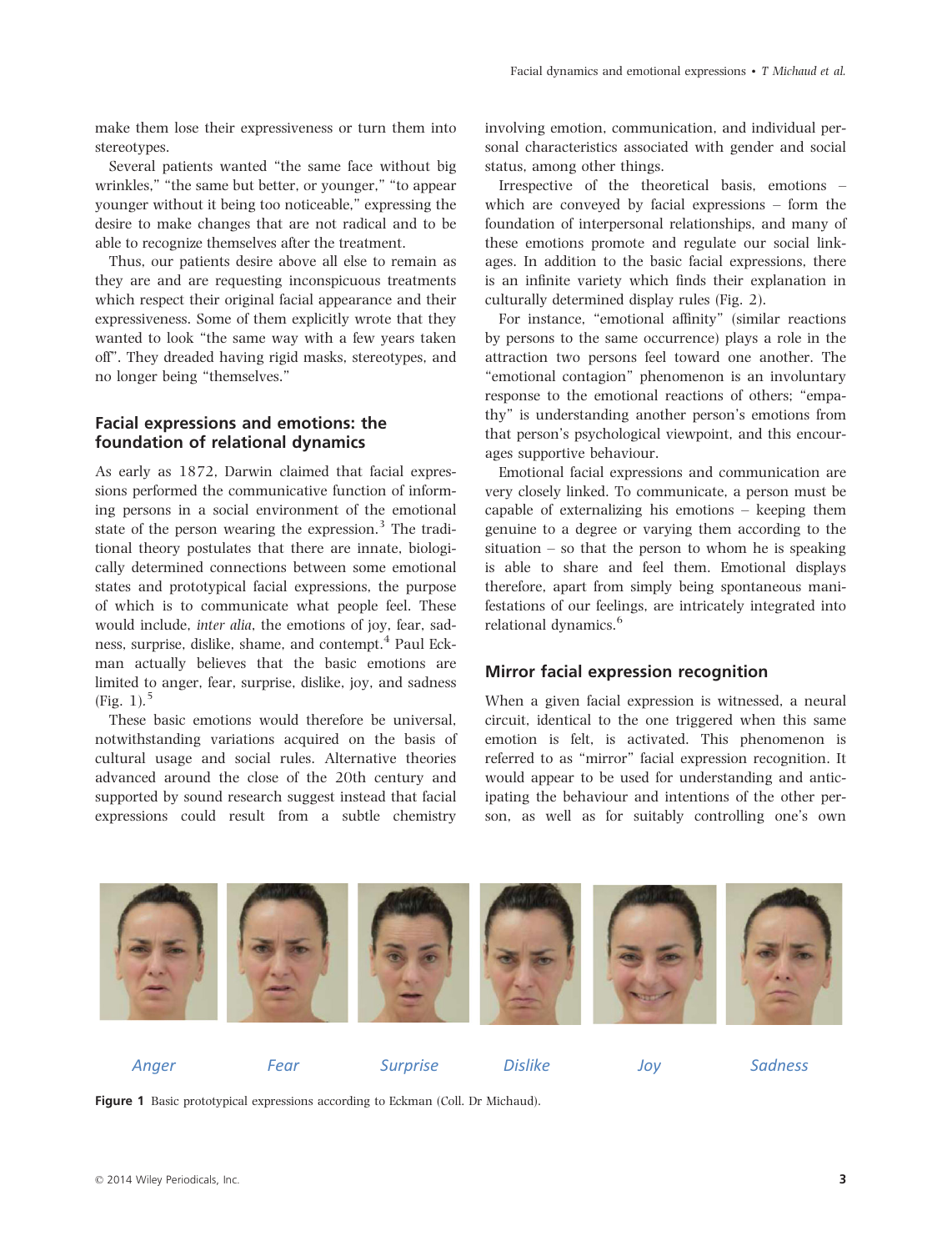make them lose their expressiveness or turn them into stereotypes.

Several patients wanted "the same face without big wrinkles," "the same but better, or younger," "to appear younger without it being too noticeable," expressing the desire to make changes that are not radical and to be able to recognize themselves after the treatment.

Thus, our patients desire above all else to remain as they are and are requesting inconspicuous treatments which respect their original facial appearance and their expressiveness. Some of them explicitly wrote that they wanted to look "the same way with a few years taken off". They dreaded having rigid masks, stereotypes, and no longer being "themselves."

## Facial expressions and emotions: the foundation of relational dynamics

As early as 1872, Darwin claimed that facial expressions performed the communicative function of informing persons in a social environment of the emotional state of the person wearing the expression.[3] The traditional theory postulates that there are innate, biologically determined connections between some emotional states and prototypical facial expressions, the purpose of which is to communicate what people feel. These would include, *inter alia*, the emotions of joy, fear, sadness, surprise, dislike, shame, and contempt.[4] Paul Eckman actually believes that the basic emotions are limited to anger, fear, surprise, dislike, joy, and sadness (Fig. 1).[5]

These basic emotions would therefore be universal, notwithstanding variations acquired on the basis of cultural usage and social rules. Alternative theories advanced around the close of the 20th century and supported by sound research suggest instead that facial expressions could result from a subtle chemistry involving emotion, communication, and individual personal characteristics associated with gender and social status, among other things.

Irrespective of the theoretical basis, emotions – which are conveyed by facial expressions – form the foundation of interpersonal relationships, and many of these emotions promote and regulate our social linkages. In addition to the basic facial expressions, there is an infinite variety which finds their explanation in culturally determined display rules (Fig. 2).

For instance, "emotional affinity" (similar reactions by persons to the same occurrence) plays a role in the attraction two persons feel toward one another. The "emotional contagion" phenomenon is an involuntary response to the emotional reactions of others; "empathy" is understanding another person's emotions from that person's psychological viewpoint, and this encourages supportive behaviour.

Emotional facial expressions and communication are very closely linked. To communicate, a person must be capable of externalizing his emotions – keeping them genuine to a degree or varying them according to the situation – so that the person to whom he is speaking is able to share and feel them. Emotional displays therefore, apart from simply being spontaneous manifestations of our feelings, are intricately integrated into relational dynamics.[6]

## Mirror facial expression recognition

When a given facial expression is witnessed, a neural circuit, identical to the one triggered when this same emotion is felt, is activated. This phenomenon is referred to as "mirror" facial expression recognition. It would appear to be used for understanding and anticipating the behaviour and intentions of the other person, as well as for suitably controlling one's own

*Anger* *Fear* *Surprise* *Dislike* *Joy* *Sadness*

**Figure 1** Basic prototypical expressions according to Eckman (Coll. Dr Michaud).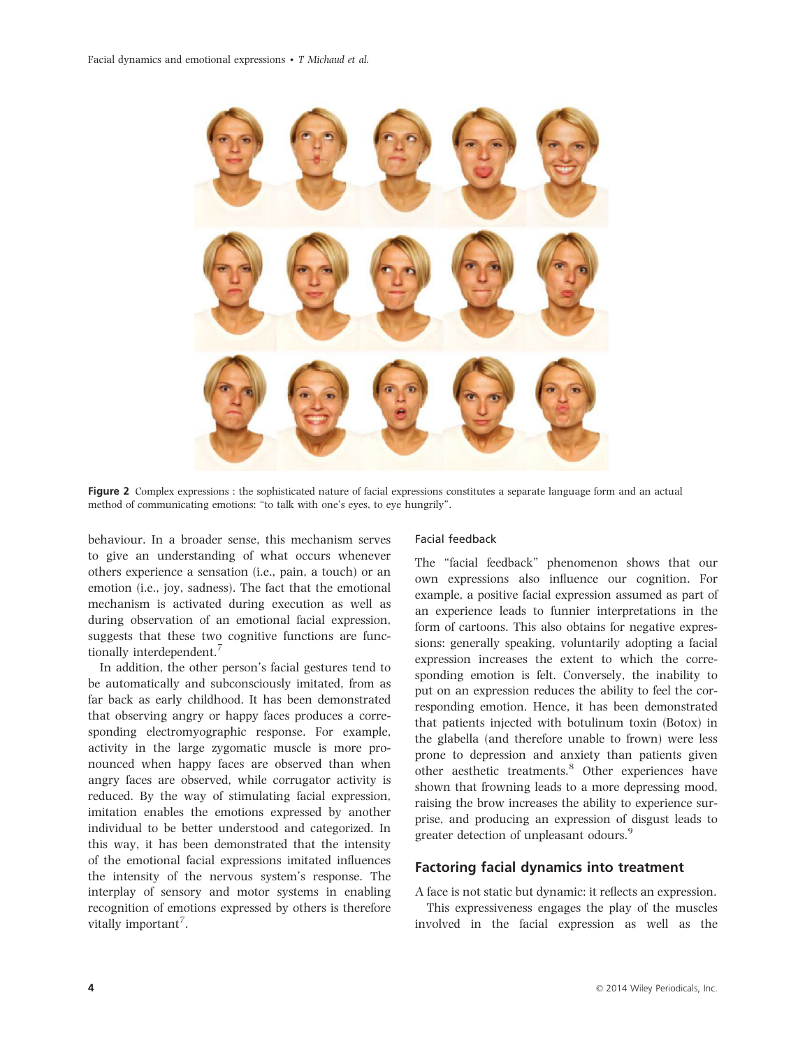Figure 2 Complex expressions : the sophisticated nature of facial expressions constitutes a separate language form and an actual method of communicating emotions: "to talk with one's eyes, to eye hungrily".

behaviour. In a broader sense, this mechanism serves to give an understanding of what occurs whenever others experience a sensation (i.e., pain, a touch) or an emotion (i.e., joy, sadness). The fact that the emotional mechanism is activated during execution as well as during observation of an emotional facial expression, suggests that these two cognitive functions are functionally interdependent.[7]

In addition, the other person's facial gestures tend to be automatically and subconsciously imitated, from as far back as early childhood. It has been demonstrated that observing angry or happy faces produces a corresponding electromyographic response. For example, activity in the large zygomatic muscle is more pronounced when happy faces are observed than when angry faces are observed, while corrugator activity is reduced. By the way of stimulating facial expression, imitation enables the emotions expressed by another individual to be better understood and categorized. In this way, it has been demonstrated that the intensity of the emotional facial expressions imitated influences the intensity of the nervous system's response. The interplay of sensory and motor systems in enabling recognition of emotions expressed by others is therefore vitally important[7].

### Facial feedback

The "facial feedback" phenomenon shows that our own expressions also influence our cognition. For example, a positive facial expression assumed as part of an experience leads to funnier interpretations in the form of cartoons. This also obtains for negative expressions: generally speaking, voluntarily adopting a facial expression increases the extent to which the corresponding emotion is felt. Conversely, the inability to put on an expression reduces the ability to feel the corresponding emotion. Hence, it has been demonstrated that patients injected with botulinum toxin (Botox) in the glabella (and therefore unable to frown) were less prone to depression and anxiety than patients given other aesthetic treatments.[8] Other experiences have shown that frowning leads to a more depressing mood, raising the brow increases the ability to experience surprise, and producing an expression of disgust leads to greater detection of unpleasant odours.[9]

## Factoring facial dynamics into treatment

A face is not static but dynamic: it reflects an expression.

This expressiveness engages the play of the muscles involved in the facial expression as well as the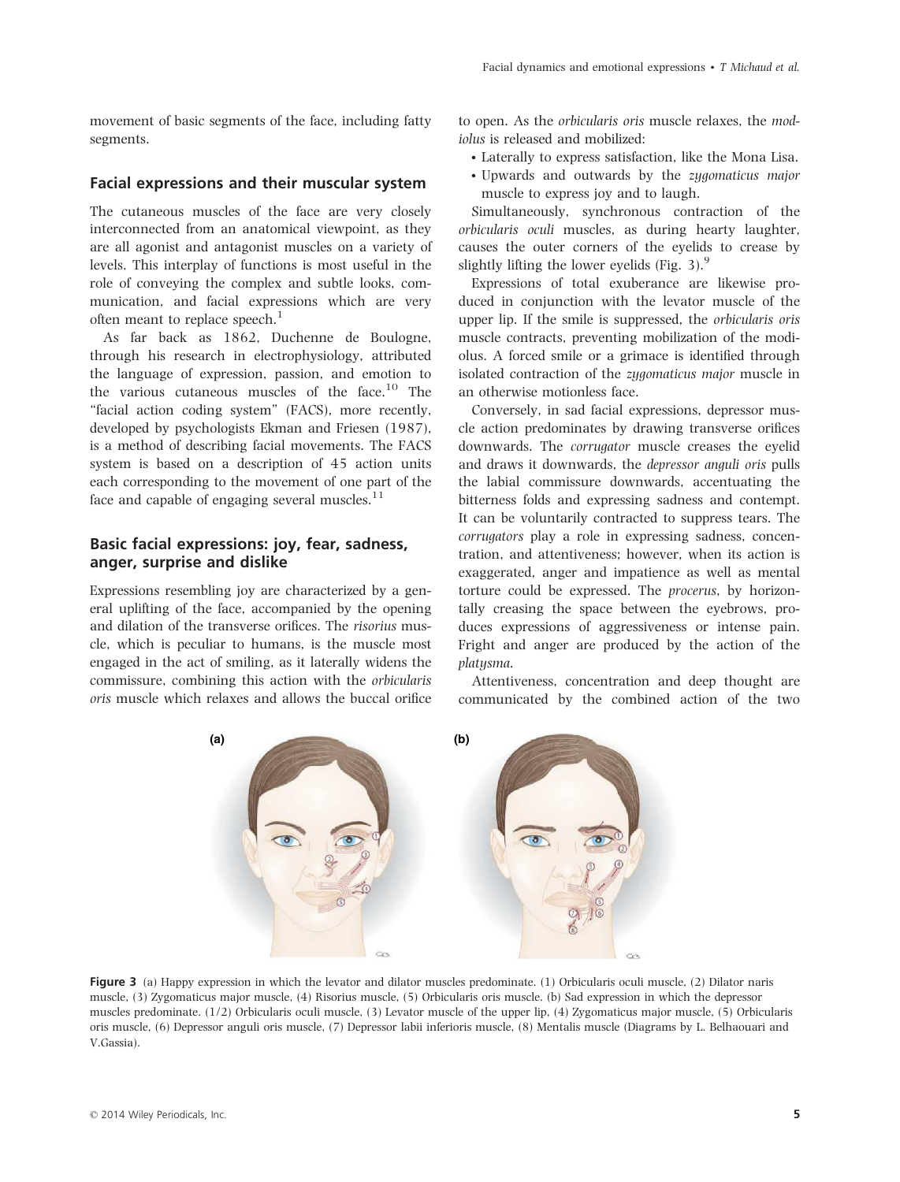movement of basic segments of the face, including fatty segments.

## Facial expressions and their muscular system

The cutaneous muscles of the face are very closely interconnected from an anatomical viewpoint, as they are all agonist and antagonist muscles on a variety of levels. This interplay of functions is most useful in the role of conveying the complex and subtle looks, communication, and facial expressions which are very often meant to replace speech.[1]

As far back as 1862, Duchenne de Boulogne, through his research in electrophysiology, attributed the language of expression, passion, and emotion to the various cutaneous muscles of the face.[10] The "facial action coding system" (FACS), more recently, developed by psychologists Ekman and Friesen (1987), is a method of describing facial movements. The FACS system is based on a description of 45 action units each corresponding to the movement of one part of the face and capable of engaging several muscles.[11]

## Basic facial expressions: joy, fear, sadness, anger, surprise and dislike

Expressions resembling joy are characterized by a general uplifting of the face, accompanied by the opening and dilation of the transverse orifices. The *risorius* muscle, which is peculiar to humans, is the muscle most engaged in the act of smiling, as it laterally widens the commissure, combining this action with the *orbicularis oris* muscle which relaxes and allows the buccal orifice to open. As the *orbicularis oris* muscle relaxes, the *modiolus* is released and mobilized:

- Laterally to express satisfaction, like the Mona Lisa.
- Upwards and outwards by the *zygomaticus major* muscle to express joy and to laugh.

Simultaneously, synchronous contraction of the *orbicularis oculi* muscles, as during hearty laughter, causes the outer corners of the eyelids to crease by slightly lifting the lower eyelids (Fig. 3).[9]

Expressions of total exuberance are likewise produced in conjunction with the levator muscle of the upper lip. If the smile is suppressed, the *orbicularis oris* muscle contracts, preventing mobilization of the modiolus. A forced smile or a grimace is identified through isolated contraction of the *zygomaticus major* muscle in an otherwise motionless face.

Conversely, in sad facial expressions, depressor muscle action predominates by drawing transverse orifices downwards. The *corrugator* muscle creases the eyelid and draws it downwards, the *depressor anguli oris* pulls the labial commissure downwards, accentuating the bitterness folds and expressing sadness and contempt. It can be voluntarily contracted to suppress tears. The *corrugators* play a role in expressing sadness, concentration, and attentiveness; however, when its action is exaggerated, anger and impatience as well as mental torture could be expressed. The *procerus*, by horizontally creasing the space between the eyebrows, produces expressions of aggressiveness or intense pain. Fright and anger are produced by the action of the *platysma*.

Attentiveness, concentration and deep thought are communicated by the combined action of the two

**Figure 3** (a) Happy expression in which the levator and dilator muscles predominate. (1) Orbicularis oculi muscle, (2) Dilator naris muscle, (3) Zygomaticus major muscle, (4) Risorius muscle, (5) Orbicularis oris muscle. (b) Sad expression in which the depressor muscles predominate. (1/2) Orbicularis oculi muscle, (3) Levator muscle of the upper lip, (4) Zygomaticus major muscle, (5) Orbicularis oris muscle, (6) Depressor anguli oris muscle, (7) Depressor labii inferioris muscle, (8) Mentalis muscle (Diagrams by L. Belhaouari and V.Gassia).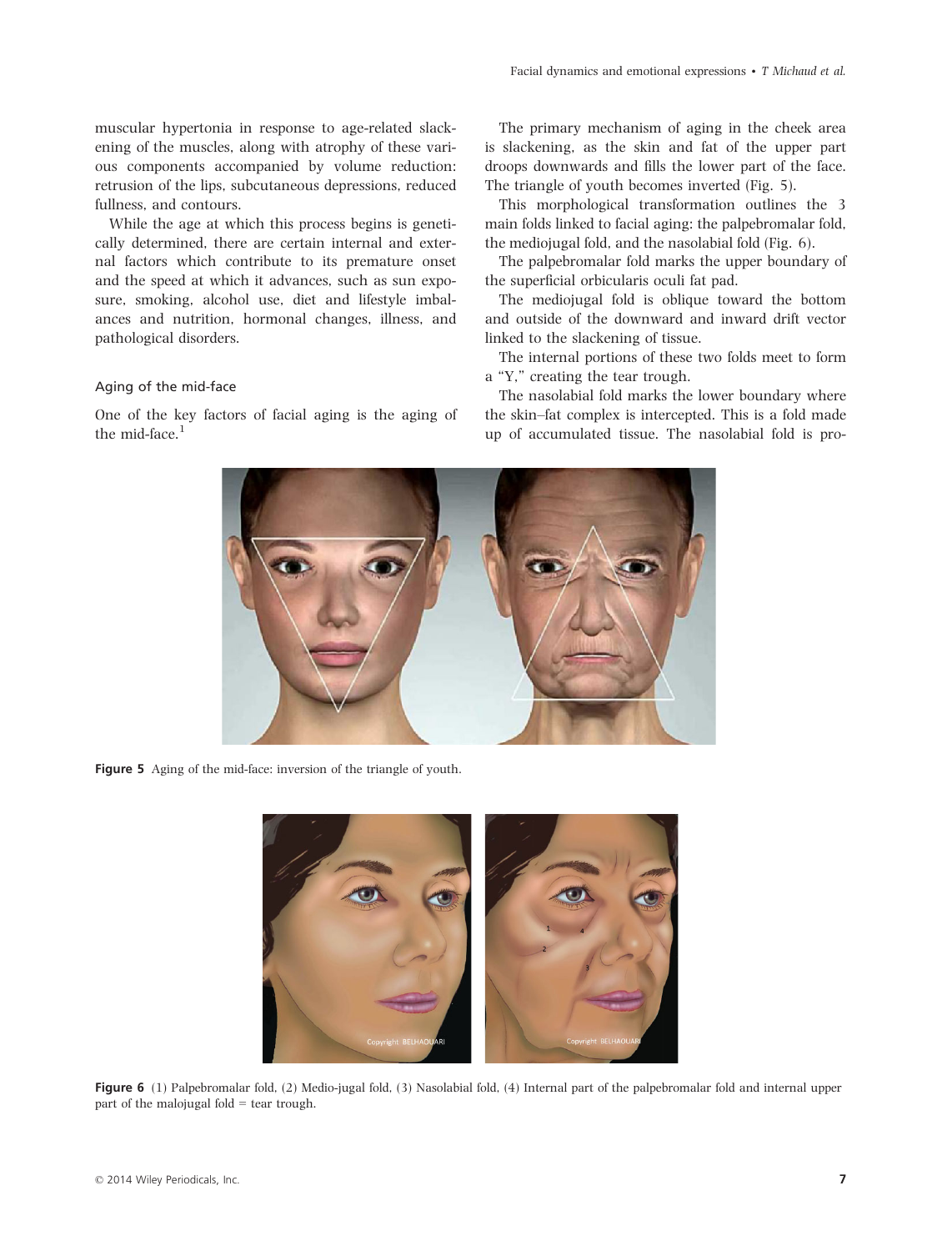muscular hypertonia in response to age-related slackening of the muscles, along with atrophy of these various components accompanied by volume reduction: retrusion of the lips, subcutaneous depressions, reduced fullness, and contours.

While the age at which this process begins is genetically determined, there are certain internal and external factors which contribute to its premature onset and the speed at which it advances, such as sun exposure, smoking, alcohol use, diet and lifestyle imbalances and nutrition, hormonal changes, illness, and pathological disorders.

### Aging of the mid-face

One of the key factors of facial aging is the aging of the mid-face.[1]

The primary mechanism of aging in the cheek area is slackening, as the skin and fat of the upper part droops downwards and fills the lower part of the face. The triangle of youth becomes inverted (Fig. 5).

This morphological transformation outlines the 3 main folds linked to facial aging: the palpebromalar fold, the mediojugal fold, and the nasolabial fold (Fig. 6).

The palpebromalar fold marks the upper boundary of the superficial orbicularis oculi fat pad.

The mediojugal fold is oblique toward the bottom and outside of the downward and inward drift vector linked to the slackening of tissue.

The internal portions of these two folds meet to form a "Y," creating the tear trough.

The nasolabial fold marks the lower boundary where the skin–fat complex is intercepted. This is a fold made up of accumulated tissue. The nasolabial fold is pro-

**Figure 5** Aging of the mid-face: inversion of the triangle of youth.

**Figure 6** (1) Palpebromalar fold, (2) Medio-jugal fold, (3) Nasolabial fold, (4) Internal part of the palpebromalar fold and internal upper part of the malojugal fold = tear trough.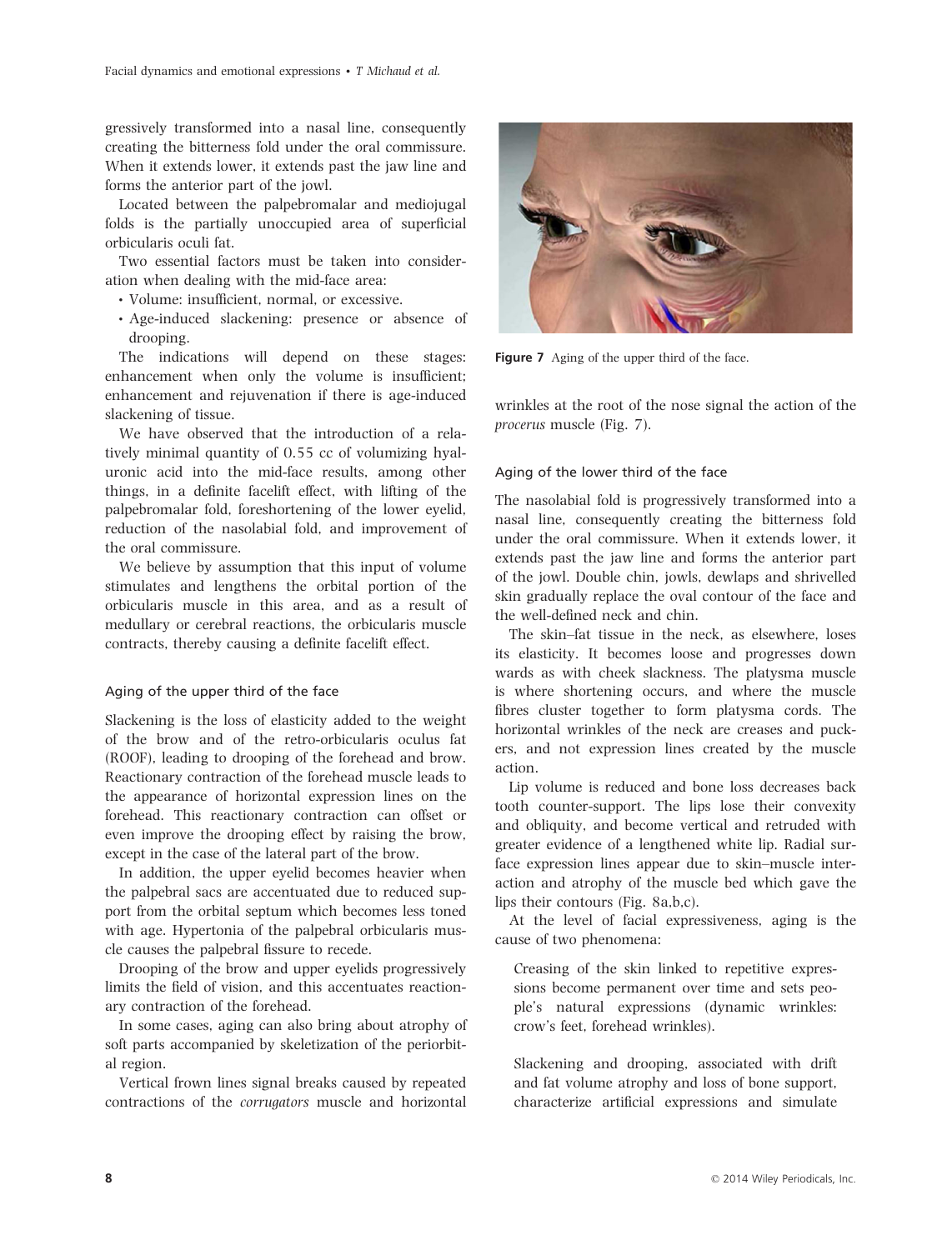gressively transformed into a nasal line, consequently creating the bitterness fold under the oral commissure. When it extends lower, it extends past the jaw line and forms the anterior part of the jowl.

Located between the palpebromalar and mediojugal folds is the partially unoccupied area of superficial orbicularis oculi fat.

Two essential factors must be taken into consideration when dealing with the mid-face area:

- Volume: insufficient, normal, or excessive.
- Age-induced slackening: presence or absence of drooping.

The indications will depend on these stages: enhancement when only the volume is insufficient; enhancement and rejuvenation if there is age-induced slackening of tissue.

We have observed that the introduction of a relatively minimal quantity of 0.55 cc of volumizing hyaluronic acid into the mid-face results, among other things, in a definite facelift effect, with lifting of the palpebromalar fold, foreshortening of the lower eyelid, reduction of the nasolabial fold, and improvement of the oral commissure.

We believe by assumption that this input of volume stimulates and lengthens the orbital portion of the orbicularis muscle in this area, and as a result of medullary or cerebral reactions, the orbicularis muscle contracts, thereby causing a definite facelift effect.

### Aging of the upper third of the face

Slackening is the loss of elasticity added to the weight of the brow and of the retro-orbicularis oculus fat (ROOF), leading to drooping of the forehead and brow. Reactionary contraction of the forehead muscle leads to the appearance of horizontal expression lines on the forehead. This reactionary contraction can offset or even improve the drooping effect by raising the brow, except in the case of the lateral part of the brow.

In addition, the upper eyelid becomes heavier when the palpebral sacs are accentuated due to reduced support from the orbital septum which becomes less toned with age. Hypertonia of the palpebral orbicularis muscle causes the palpebral fissure to recede.

Drooping of the brow and upper eyelids progressively limits the field of vision, and this accentuates reactionary contraction of the forehead.

In some cases, aging can also bring about atrophy of soft parts accompanied by skeletization of the periorbital region.

Vertical frown lines signal breaks caused by repeated contractions of the *corrugators* muscle and horizontal wrinkles at the root of the nose signal the action of the *procerus* muscle (Fig. 7).

**Figure 7** Aging of the upper third of the face.

### Aging of the lower third of the face

The nasolabial fold is progressively transformed into a nasal line, consequently creating the bitterness fold under the oral commissure. When it extends lower, it extends past the jaw line and forms the anterior part of the jowl. Double chin, jowls, dewlaps and shrivelled skin gradually replace the oval contour of the face and the well-defined neck and chin.

The skin–fat tissue in the neck, as elsewhere, loses its elasticity. It becomes loose and progresses down wards as with cheek slackness. The platysma muscle is where shortening occurs, and where the muscle fibres cluster together to form platysma cords. The horizontal wrinkles of the neck are creases and puckers, and not expression lines created by the muscle action.

Lip volume is reduced and bone loss decreases back tooth counter-support. The lips lose their convexity and obliquity, and become vertical and retruded with greater evidence of a lengthened white lip. Radial surface expression lines appear due to skin–muscle interaction and atrophy of the muscle bed which gave the lips their contours (Fig. 8a,b,c).

At the level of facial expressiveness, aging is the cause of two phenomena:

Creasing of the skin linked to repetitive expressions become permanent over time and sets people's natural expressions (dynamic wrinkles: crow's feet, forehead wrinkles).

Slackening and drooping, associated with drift and fat volume atrophy and loss of bone support, characterize artificial expressions and simulate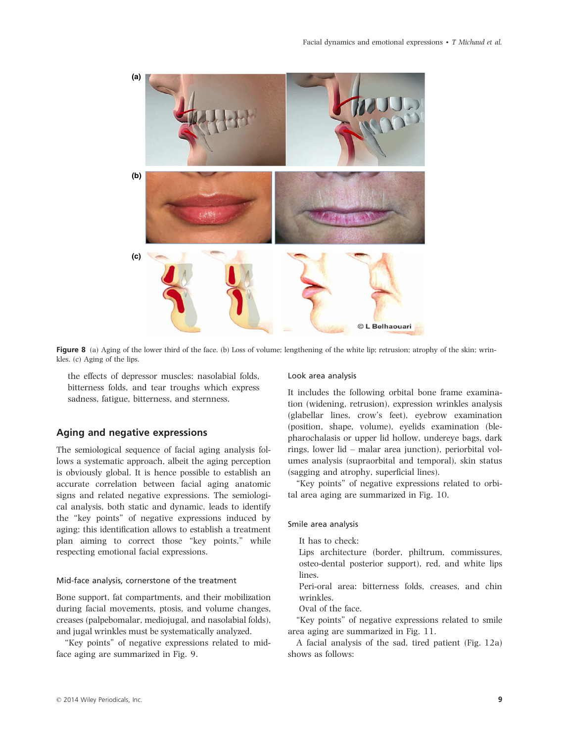Figure 8 (a) Aging of the lower third of the face. (b) Loss of volume; lengthening of the white lip; retrusion; atrophy of the skin; wrinkles. (c) Aging of the lips.

the effects of depressor muscles: nasolabial folds, bitterness folds, and tear troughs which express sadness, fatigue, bitterness, and sternness.

## Aging and negative expressions

The semiological sequence of facial aging analysis follows a systematic approach, albeit the aging perception is obviously global. It is hence possible to establish an accurate correlation between facial aging anatomic signs and related negative expressions. The semiological analysis, both static and dynamic, leads to identify the "key points" of negative expressions induced by aging: this identification allows to establish a treatment plan aiming to correct those "key points," while respecting emotional facial expressions.

### Mid-face analysis, cornerstone of the treatment

Bone support, fat compartments, and their mobilization during facial movements, ptosis, and volume changes, creases (palpebomalar, mediojugal, and nasolabial folds), and jugal wrinkles must be systematically analyzed.

"Key points" of negative expressions related to mid-face aging are summarized in Fig. 9.

### Look area analysis

It includes the following orbital bone frame examination (widening, retrusion), expression wrinkles analysis (glabellar lines, crow's feet), eyebrow examination (position, shape, volume), eyelids examination (blepharochalasis or upper lid hollow, undereye bags, dark rings, lower lid – malar area junction), periorbital volumes analysis (supraorbital and temporal), skin status (sagging and atrophy, superficial lines).

"Key points" of negative expressions related to orbital area aging are summarized in Fig. 10.

### Smile area analysis

It has to check:

Lips architecture (border, philtrum, commissures, osteo-dental posterior support), red, and white lips lines.

Peri-oral area: bitterness folds, creases, and chin wrinkles.

Oval of the face.

"Key points" of negative expressions related to smile area aging are summarized in Fig. 11.

A facial analysis of the sad, tired patient (Fig. 12a) shows as follows: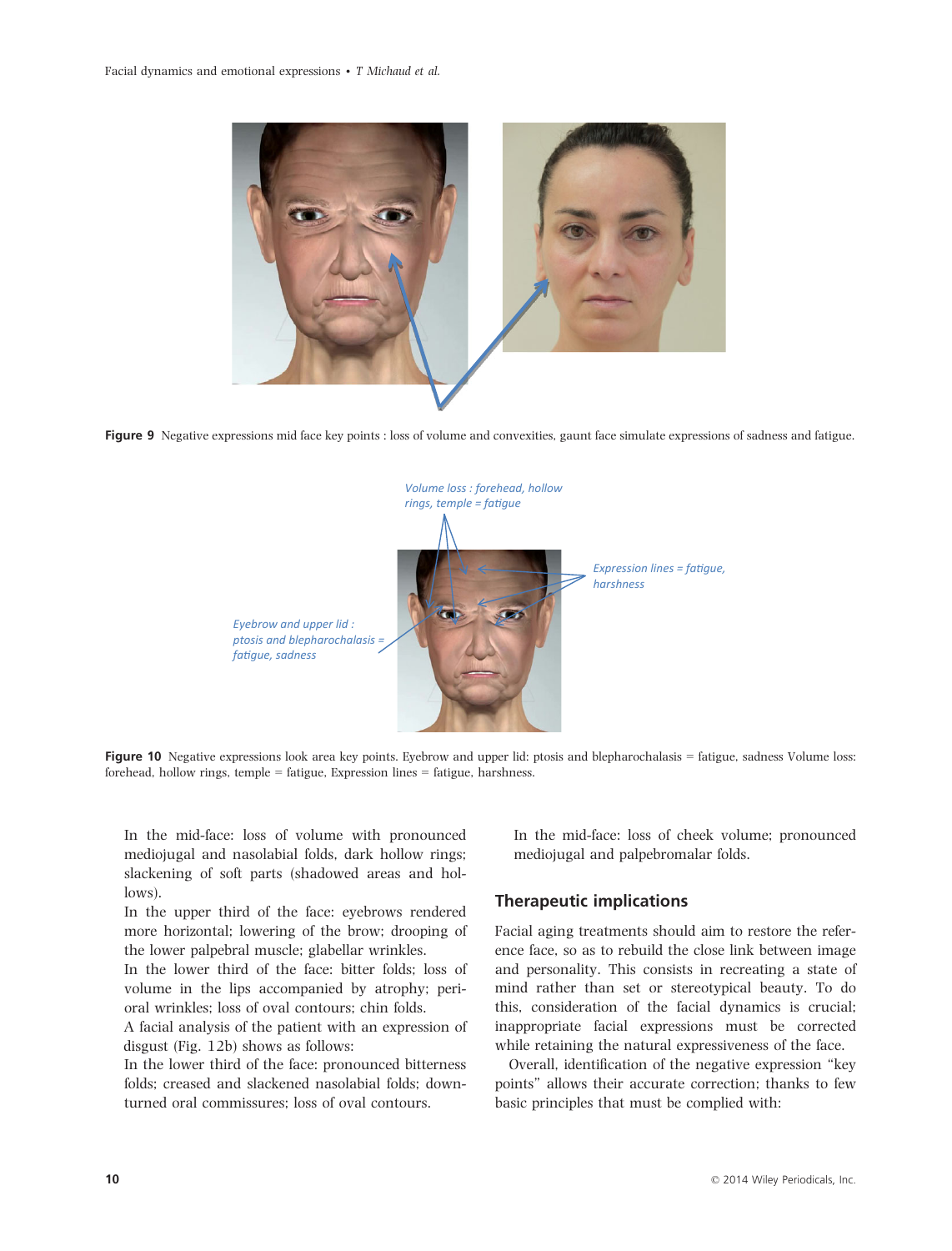**Figure 9** Negative expressions mid face key points : loss of volume and convexities, gaunt face simulate expressions of sadness and fatigue.

**Figure 10** Negative expressions look area key points. Eyebrow and upper lid: ptosis and blepharochalasis = fatigue, sadness Volume loss: forehead, hollow rings, temple = fatigue, Expression lines = fatigue, harshness.

In the mid-face: loss of volume with pronounced mediojugal and nasolabial folds, dark hollow rings; slackening of soft parts (shadowed areas and hollows).

In the upper third of the face: eyebrows rendered more horizontal; lowering of the brow; drooping of the lower palpebral muscle; glabellar wrinkles.

In the lower third of the face: bitter folds; loss of volume in the lips accompanied by atrophy; perioral wrinkles; loss of oval contours; chin folds.

A facial analysis of the patient with an expression of disgust (Fig. 12b) shows as follows:

In the lower third of the face: pronounced bitterness folds; creased and slackened nasolabial folds; downturned oral commissures; loss of oval contours.

In the mid-face: loss of cheek volume; pronounced mediojugal and palpebromalar folds.

## Therapeutic implications

Facial aging treatments should aim to restore the reference face, so as to rebuild the close link between image and personality. This consists in recreating a state of mind rather than set or stereotypical beauty. To do this, consideration of the facial dynamics is crucial; inappropriate facial expressions must be corrected while retaining the natural expressiveness of the face.

Overall, identification of the negative expression "key points" allows their accurate correction; thanks to few basic principles that must be complied with: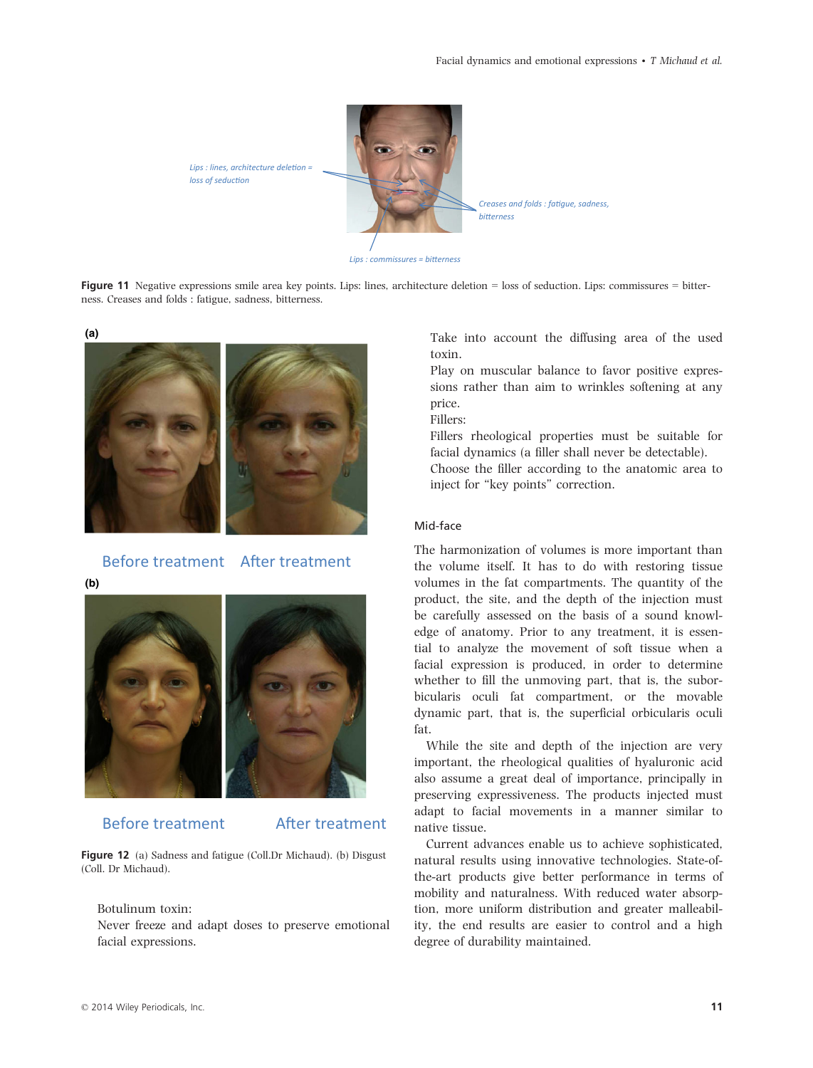Figure 11 Negative expressions smile area key points. Lips: lines, architecture deletion = loss of seduction. Lips: commissures = bitterness. Creases and folds : fatigue, sadness, bitterness.

Figure 12 (a) Sadness and fatigue (Coll.Dr Michaud). (b) Disgust (Coll. Dr Michaud).

Botulinum toxin:
Never freeze and adapt doses to preserve emotional facial expressions.
Take into account the diffusing area of the used toxin.
Play on muscular balance to favor positive expressions rather than aim to wrinkles softening at any price.
Fillers:
Fillers rheological properties must be suitable for facial dynamics (a filler shall never be detectable).
Choose the filler according to the anatomic area to inject for "key points" correction.

### Mid-face

The harmonization of volumes is more important than the volume itself. It has to do with restoring tissue volumes in the fat compartments. The quantity of the product, the site, and the depth of the injection must be carefully assessed on the basis of a sound knowledge of anatomy. Prior to any treatment, it is essential to analyze the movement of soft tissue when a facial expression is produced, in order to determine whether to fill the unmoving part, that is, the suborbicularis oculi fat compartment, or the movable dynamic part, that is, the superficial orbicularis oculi fat.

While the site and depth of the injection are very important, the rheological qualities of hyaluronic acid also assume a great deal of importance, principally in preserving expressiveness. The products injected must adapt to facial movements in a manner similar to native tissue.

Current advances enable us to achieve sophisticated, natural results using innovative technologies. State-of-the-art products give better performance in terms of mobility and naturalness. With reduced water absorption, more uniform distribution and greater malleability, the end results are easier to control and a high degree of durability maintained.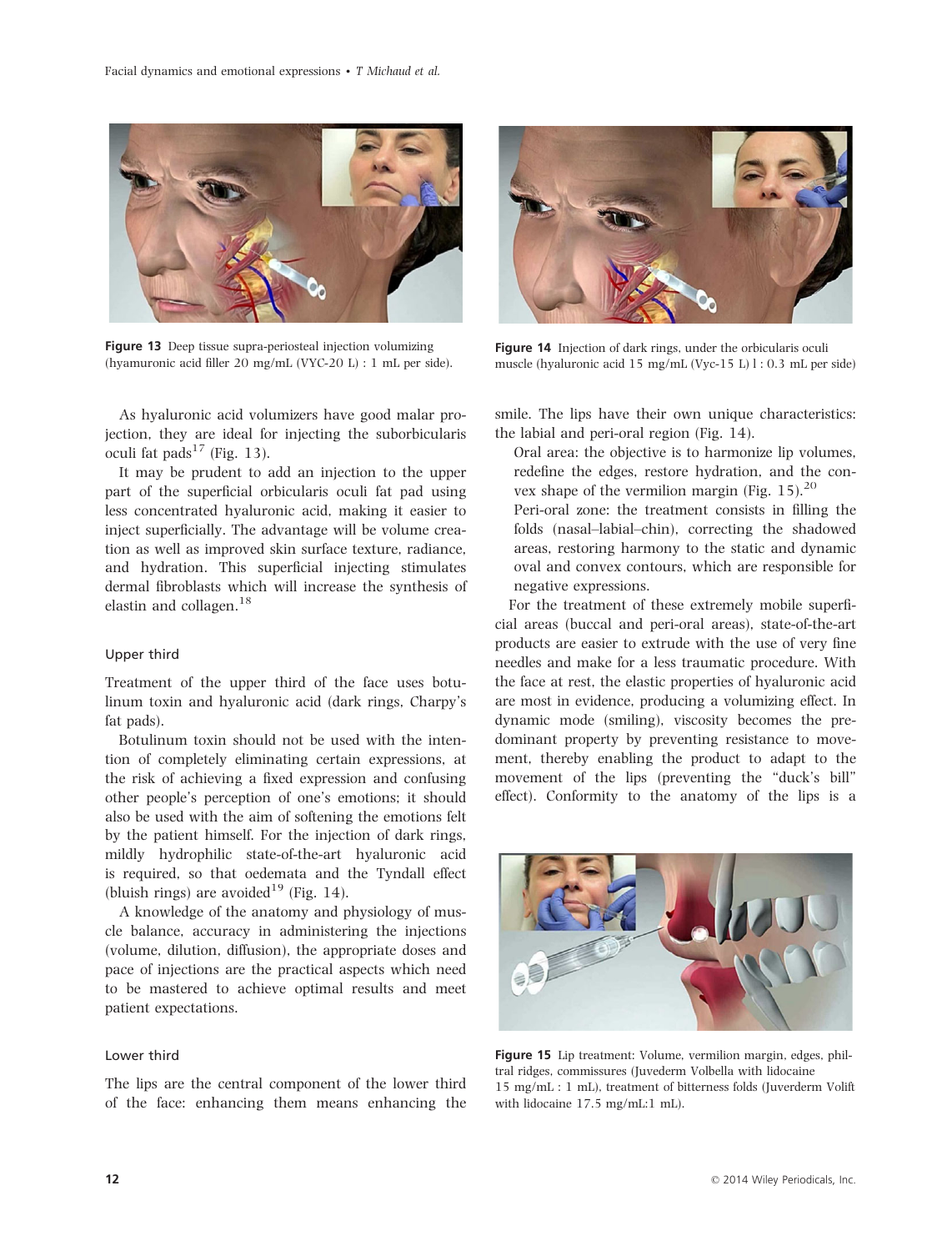Figure 13 Deep tissue supra-periosteal injection volumizing (hyamuronic acid filler 20 mg/mL (VYC-20 L) : 1 mL per side).

Figure 14 Injection of dark rings, under the orbicularis oculi muscle (hyaluronic acid 15 mg/mL (Vyc-15 L) l : 0.3 mL per side)

As hyaluronic acid volumizers have good malar projection, they are ideal for injecting the suborbicularis oculi fat pads[17] (Fig. 13).

It may be prudent to add an injection to the upper part of the superficial orbicularis oculi fat pad using less concentrated hyaluronic acid, making it easier to inject superficially. The advantage will be volume creation as well as improved skin surface texture, radiance, and hydration. This superficial injecting stimulates dermal fibroblasts which will increase the synthesis of elastin and collagen.[18]

### Upper third

Treatment of the upper third of the face uses botulinum toxin and hyaluronic acid (dark rings, Charpy's fat pads).

Botulinum toxin should not be used with the intention of completely eliminating certain expressions, at the risk of achieving a fixed expression and confusing other people's perception of one's emotions; it should also be used with the aim of softening the emotions felt by the patient himself. For the injection of dark rings, mildly hydrophilic state-of-the-art hyaluronic acid is required, so that oedemata and the Tyndall effect (bluish rings) are avoided[19] (Fig. 14).

A knowledge of the anatomy and physiology of muscle balance, accuracy in administering the injections (volume, dilution, diffusion), the appropriate doses and pace of injections are the practical aspects which need to be mastered to achieve optimal results and meet patient expectations.

### Lower third

The lips are the central component of the lower third of the face: enhancing them means enhancing the smile. The lips have their own unique characteristics: the labial and peri-oral region (Fig. 14).

Oral area: the objective is to harmonize lip volumes, redefine the edges, restore hydration, and the convex shape of the vermilion margin (Fig. 15).[20]

Peri-oral zone: the treatment consists in filling the folds (nasal–labial–chin), correcting the shadowed areas, restoring harmony to the static and dynamic oval and convex contours, which are responsible for negative expressions.

For the treatment of these extremely mobile superficial areas (buccal and peri-oral areas), state-of-the-art products are easier to extrude with the use of very fine needles and make for a less traumatic procedure. With the face at rest, the elastic properties of hyaluronic acid are most in evidence, producing a volumizing effect. In dynamic mode (smiling), viscosity becomes the predominant property by preventing resistance to movement, thereby enabling the product to adapt to the movement of the lips (preventing the "duck's bill" effect). Conformity to the anatomy of the lips is a

Figure 15 Lip treatment: Volume, vermilion margin, edges, philtral ridges, commissures (Juvederm Volbella with lidocaine 15 mg/mL : 1 mL), treatment of bitterness folds (Juverderm Volift with lidocaine 17.5 mg/mL:1 mL).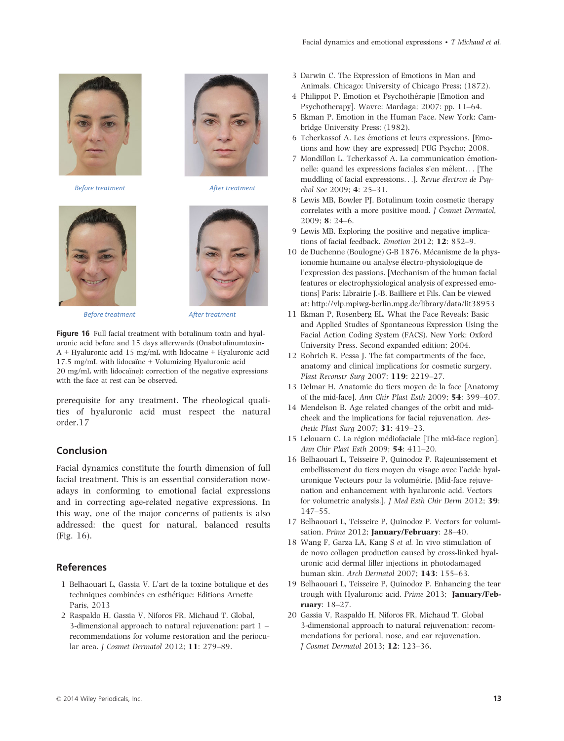Before treatment

After treatment

Before treatment

After treatment

**Figure 16** Full facial treatment with botulinum toxin and hyaluronic acid before and 15 days afterwards (Onabotulinumtoxin-A + Hyaluronic acid 15 mg/mL with lidocaine + Hyaluronic acid 17.5 mg/mL with lidocaïne + Volumizing Hyaluronic acid 20 mg/mL with lidocaïne): correction of the negative expressions with the face at rest can be observed.

prerequisite for any treatment. The rheological qualities of hyaluronic acid must respect the natural order.17

## Conclusion

Facial dynamics constitute the fourth dimension of full facial treatment. This is an essential consideration nowadays in conforming to emotional facial expressions and in correcting age-related negative expressions. In this way, one of the major concerns of patients is also addressed: the quest for natural, balanced results (Fig. 16).

## References

1 Belhaouari L, Gassia V. L'art de la toxine botulique et des techniques combinées en esthétique: Editions Arnette Paris, 2013

2 Raspaldo H, Gassia V, Niforos FR, Michaud T. Global, 3-dimensional approach to natural rejuvenation: part 1 – recommendations for volume restoration and the periocular area. *J Cosmet Dermatol* 2012; **11**: 279–89.

3 Darwin C. The Expression of Emotions in Man and Animals. Chicago: University of Chicago Press; (1872).

4 Philippot P. Emotion et Psychothérapie [Emotion and Psychotherapy]. Wavre: Mardaga; 2007: pp. 11–64.

5 Ekman P. Emotion in the Human Face. New York: Cambridge University Press; (1982).

6 Tcherkassof A. Les émotions et leurs expressions. [Emotions and how they are expressed] PUG Psycho; 2008.

7 Mondillon L, Tcherkassof A. La communication émotionnelle: quand les expressions faciales s'en mêlent… [The muddling of facial expressions…]. *Revue électron de Psychol Soc* 2009; **4**: 25–31.

8 Lewis MB, Bowler PJ. Botulinum toxin cosmetic therapy correlates with a more positive mood. *J Cosmet Dermatol*, 2009; **8**: 24–6.

9 Lewis MB. Exploring the positive and negative implications of facial feedback. *Emotion* 2012; **12**: 852–9.

10 de Duchenne (Boulogne) G-B 1876. Mécanisme de la physionomie humaine ou analyse électro-physiologique de l'expression des passions. [Mechanism of the human facial features or electrophysiological analysis of expressed emotions] Paris: Librairie J.-B. Bailliere et Fils. Can be viewed at: http://vlp.mpiwg-berlin.mpg.de/library/data/lit38953

11 Ekman P, Rosenberg EL. What the Face Reveals: Basic and Applied Studies of Spontaneous Expression Using the Facial Action Coding System (FACS). New York: Oxford University Press. Second expanded edition; 2004.

12 Rohrich R, Pessa J. The fat compartments of the face, anatomy and clinical implications for cosmetic surgery. *Plast Reconstr Surg* 2007; **119**: 2219–27.

13 Delmar H. Anatomie du tiers moyen de la face [Anatomy of the mid-face]. *Ann Chir Plast Esth* 2009; **54**: 399–407.

14 Mendelson B. Age related changes of the orbit and midcheek and the implications for facial rejuvenation. *Aesthetic Plast Surg* 2007; **31**: 419–23.

15 Lelouarn C. La région médiofaciale [The mid-face region]. *Ann Chir Plast Esth* 2009; **54**: 411–20.

16 Belhaouari L, Teisseire P, Quinodoz P. Rajeunissement et embellissement du tiers moyen du visage avec l'acide hyaluronique Vecteurs pour la volumétrie. [Mid-face rejuvenation and enhancement with hyaluronic acid. Vectors for volumetric analysis.]. *J Med Esth Chir Derm* 2012; **39**: 147–55.

17 Belhaouari L, Teisseire P, Quinodoz P. Vectors for volumisation. *Prime* 2012; **January/February**: 28–40.

18 Wang F, Garza LA, Kang S *et al.* In vivo stimulation of de novo collagen production caused by cross-linked hyaluronic acid dermal filler injections in photodamaged human skin. *Arch Dermatol* 2007; **143**: 155–63.

19 Belhaouari L, Teisseire P, Quinodoz P. Enhancing the tear trough with Hyaluronic acid. *Prime* 2013; **January/February**: 18–27.

20 Gassia V, Raspaldo H, Niforos FR, Michaud T. Global 3-dimensional approach to natural rejuvenation: recommendations for perioral, nose, and ear rejuvenation. *J Cosmet Dermatol* 2013; **12**: 123–36.